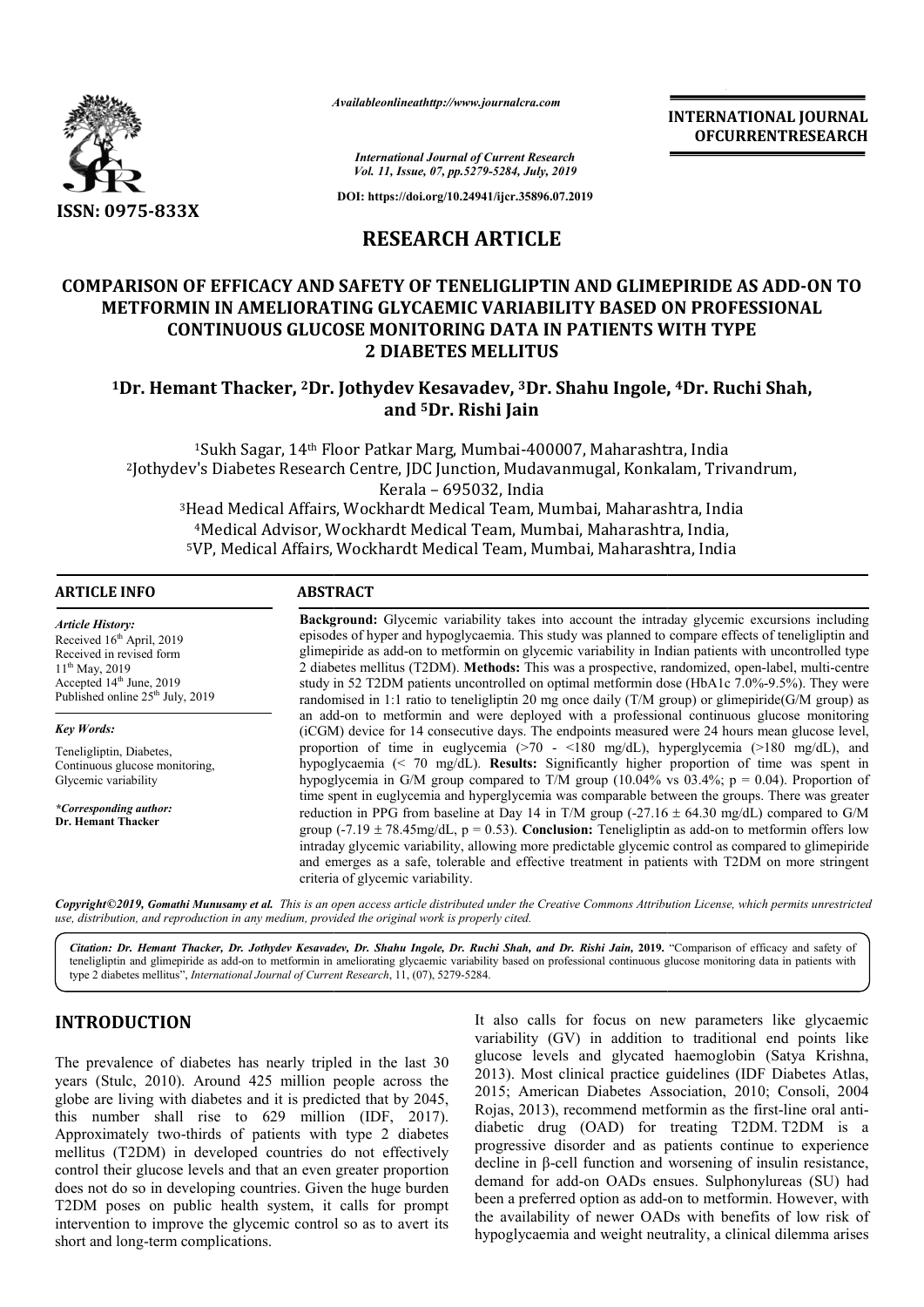# RESEARCH ARTICLE

## COMPARISON OF EFFICACY AND SAFETY OF TENELIGLIPTIN AND GLIMEPIRIDE AS ADD-ON TO METFORMIN IN AMELIORATING GLYCAEMIC VARIABILITY BASED ON PROFESSIONAL CONTINUOUS GLUCOSE MONITORING DATA IN PATIENTS WITH TYPE 2 DIABETES MELLITUS

**[1]Dr. Hemant Thacker, [2]Dr. Jothydev Kesavadev, [3]Dr. Shahu Ingole, [4]Dr. Ruchi Shah, and [5]Dr. Rishi Jain**

[1]Sukh Sagar, 14th Floor Patkar Marg, Mumbai-400007, Maharashtra, India

[2]Jothydev's Diabetes Research Centre, JDC Junction, Mudavanmugal, Konkalam, Trivandrum, Kerala – 695032, India

[3]Head Medical Affairs, Wockhardt Medical Team, Mumbai, Maharashtra, India

[4]Medical Advisor, Wockhardt Medical Team, Mumbai, Maharashtra, India,

[5]VP, Medical Affairs, Wockhardt Medical Team, Mumbai, Maharashtra, India

### ARTICLE INFO

*Article History:*

Received 16th April, 2019

Received in revised form 11th May, 2019

Accepted 14th June, 2019

Published online 25th July, 2019

*Key Words:*

Teneligliptin, Diabetes, Continuous glucose monitoring, Glycemic variability

*\*Corresponding author:*

**Dr. Hemant Thacker**

### ABSTRACT

**Background:** Glycemic variability takes into account the intraday glycemic excursions including episodes of hyper and hypoglycaemia. This study was planned to compare effects of teneligliptin and glimepiride as add-on to metformin on glycemic variability in Indian patients with uncontrolled type 2 diabetes mellitus (T2DM). **Methods:** This was a prospective, randomized, open-label, multi-centre study in 52 T2DM patients uncontrolled on optimal metformin dose (HbA1c 7.0%-9.5%). They were randomised in 1:1 ratio to teneligliptin 20 mg once daily (T/M group) or glimepiride(G/M group) as an add-on to metformin and were deployed with a professional continuous glucose monitoring (iCGM) device for 14 consecutive days. The endpoints measured were 24 hours mean glucose level, proportion of time in euglycemia (>70 - <180 mg/dL), hyperglycemia (>180 mg/dL), and hypoglycaemia (< 70 mg/dL). **Results:** Significantly higher proportion of time was spent in hypoglycemia in G/M group compared to T/M group (10.04% vs 03.4%; p = 0.04). Proportion of time spent in euglycemia and hyperglycemia was comparable between the groups. There was greater reduction in PPG from baseline at Day 14 in T/M group (-27.16 ± 64.30 mg/dL) compared to G/M group (-7.19 ± 78.45mg/dL, p = 0.53). **Conclusion:** Teneligliptin as add-on to metformin offers low intraday glycemic variability, allowing more predictable glycemic control as compared to glimepiride and emerges as a safe, tolerable and effective treatment in patients with T2DM on more stringent criteria of glycemic variability.

*Copyright©2019, Gomathi Munusamy et al. This is an open access article distributed under the Creative Commons Attribution License, which permits unrestricted use, distribution, and reproduction in any medium, provided the original work is properly cited.*

*Citation: Dr. Hemant Thacker, Dr. Jothydev Kesavadev, Dr. Shahu Ingole, Dr. Ruchi Shah, and Dr. Rishi Jain, 2019.* "Comparison of efficacy and safety of teneligliptin and glimepiride as add-on to metformin in ameliorating glycaemic variability based on professional continuous glucose monitoring data in patients with type 2 diabetes mellitus", *International Journal of Current Research*, 11, (07), 5279-5284.

## INTRODUCTION

The prevalence of diabetes has nearly tripled in the last 30 years (Stulc, 2010). Around 425 million people across the globe are living with diabetes and it is predicted that by 2045, this number shall rise to 629 million (IDF, 2017). Approximately two-thirds of patients with type 2 diabetes mellitus (T2DM) in developed countries do not effectively control their glucose levels and that an even greater proportion does not do so in developing countries. Given the huge burden T2DM poses on public health system, it calls for prompt intervention to improve the glycemic control so as to avert its short and long-term complications.

It also calls for focus on new parameters like glycaemic variability (GV) in addition to traditional end points like glucose levels and glycated haemoglobin (Satya Krishna, 2013). Most clinical practice guidelines (IDF Diabetes Atlas, 2015; American Diabetes Association, 2010; Consoli, 2004 Rojas, 2013), recommend metformin as the first-line oral anti-diabetic drug (OAD) for treating T2DM. T2DM is a progressive disorder and as patients continue to experience decline in β-cell function and worsening of insulin resistance, demand for add-on OADs ensues. Sulphonylureas (SU) had been a preferred option as add-on to metformin. However, with the availability of newer OADs with benefits of low risk of hypoglycaemia and weight neutrality, a clinical dilemma arises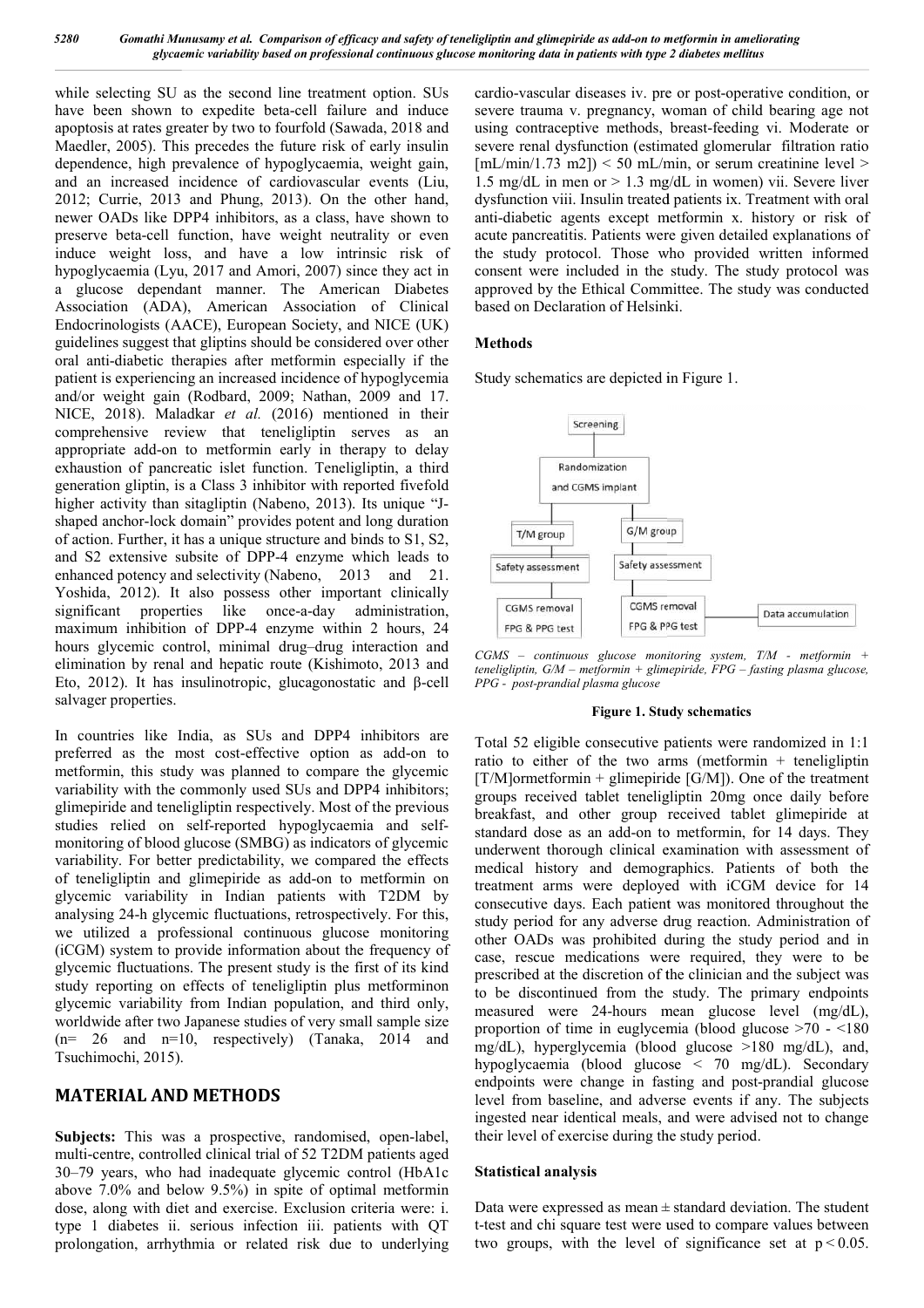while selecting SU as the second line treatment option. SUs have been shown to expedite beta-cell failure and induce apoptosis at rates greater by two to fourfold (Sawada, 2018 and Maedler, 2005). This precedes the future risk of early insulin dependence, high prevalence of hypoglycaemia, weight gain, and an increased incidence of cardiovascular events (Liu, 2012; Currie, 2013 and Phung, 2013). On the other hand, newer OADs like DPP4 inhibitors, as a class, have shown to preserve beta-cell function, have weight neutrality or even induce weight loss, and have a low intrinsic risk of hypoglycaemia (Lyu, 2017 and Amori, 2007) since they act in a glucose dependant manner. The American Diabetes Association (ADA), American Association of Clinical Endocrinologists (AACE), European Society, and NICE (UK) guidelines suggest that gliptins should be considered over other oral anti-diabetic therapies after metformin especially if the patient is experiencing an increased incidence of hypoglycemia and/or weight gain (Rodbard, 2009; Nathan, 2009 and 17. NICE, 2018). Maladkar *et al.* (2016) mentioned in their comprehensive review that teneligliptin serves as an appropriate add-on to metformin early in therapy to delay exhaustion of pancreatic islet function. Teneligliptin, a third generation gliptin, is a Class 3 inhibitor with reported fivefold higher activity than sitagliptin (Nabeno, 2013). Its unique "J-shaped anchor-lock domain" provides potent and long duration of action. Further, it has a unique structure and binds to S1, S2, and S2 extensive subsite of DPP-4 enzyme which leads to enhanced potency and selectivity (Nabeno, 2013 and 21. Yoshida, 2012). It also possess other important clinically significant properties like once-a-day administration, maximum inhibition of DPP-4 enzyme within 2 hours, 24 hours glycemic control, minimal drug–drug interaction and elimination by renal and hepatic route (Kishimoto, 2013 and Eto, 2012). It has insulinotropic, glucagonostatic and β-cell salvager properties.

In countries like India, as SUs and DPP4 inhibitors are preferred as the most cost-effective option as add-on to metformin, this study was planned to compare the glycemic variability with the commonly used SUs and DPP4 inhibitors; glimepiride and teneligliptin respectively. Most of the previous studies relied on self-reported hypoglycaemia and self-monitoring of blood glucose (SMBG) as indicators of glycemic variability. For better predictability, we compared the effects of teneligliptin and glimepiride as add-on to metformin on glycemic variability in Indian patients with T2DM by analysing 24-h glycemic fluctuations, retrospectively. For this, we utilized a professional continuous glucose monitoring (iCGM) system to provide information about the frequency of glycemic fluctuations. The present study is the first of its kind study reporting on effects of teneligliptin plus metforminon glycemic variability from Indian population, and third only, worldwide after two Japanese studies of very small sample size (n= 26 and n=10, respectively) (Tanaka, 2014 and Tsuchimochi, 2015).

## MATERIAL AND METHODS

**Subjects:** This was a prospective, randomised, open-label, multi-centre, controlled clinical trial of 52 T2DM patients aged 30–79 years, who had inadequate glycemic control (HbA1c above 7.0% and below 9.5%) in spite of optimal metformin dose, along with diet and exercise. Exclusion criteria were: i. type 1 diabetes ii. serious infection iii. patients with QT prolongation, arrhythmia or related risk due to underlying cardio-vascular diseases iv. pre or post-operative condition, or severe trauma v. pregnancy, woman of child bearing age not using contraceptive methods, breast-feeding vi. Moderate or severe renal dysfunction (estimated glomerular filtration ratio [mL/min/1.73 m2]) < 50 mL/min, or serum creatinine level > 1.5 mg/dL in men or > 1.3 mg/dL in women) vii. Severe liver dysfunction viii. Insulin treated patients ix. Treatment with oral anti-diabetic agents except metformin x. history or risk of acute pancreatitis. Patients were given detailed explanations of the study protocol. Those who provided written informed consent were included in the study. The study protocol was approved by the Ethical Committee. The study was conducted based on Declaration of Helsinki.

### Methods

Study schematics are depicted in Figure 1.

Screening → Randomization and CGMS implant → T/M group / G/M group → Safety assessment → CGMS removal FPG & PPG test → Data accumulation

*CGMS – continuous glucose monitoring system, T/M - metformin + teneligliptin, G/M – metformin + glimepiride, FPG – fasting plasma glucose, PPG - post-prandial plasma glucose*

**Figure 1. Study schematics**

Total 52 eligible consecutive patients were randomized in 1:1 ratio to either of the two arms (metformin + teneligliptin [T/M]ormetformin + glimepiride [G/M]). One of the treatment groups received tablet teneligliptin 20mg once daily before breakfast, and other group received tablet glimepiride at standard dose as an add-on to metformin, for 14 days. They underwent thorough clinical examination with assessment of medical history and demographics. Patients of both the treatment arms were deployed with iCGM device for 14 consecutive days. Each patient was monitored throughout the study period for any adverse drug reaction. Administration of other OADs was prohibited during the study period and in case, rescue medications were required, they were to be prescribed at the discretion of the clinician and the subject was to be discontinued from the study. The primary endpoints measured were 24-hours mean glucose level (mg/dL), proportion of time in euglycemia (blood glucose >70 - <180 mg/dL), hyperglycemia (blood glucose >180 mg/dL), and, hypoglycaemia (blood glucose < 70 mg/dL). Secondary endpoints were change in fasting and post-prandial glucose level from baseline, and adverse events if any. The subjects ingested near identical meals, and were advised not to change their level of exercise during the study period.

### Statistical analysis

Data were expressed as mean ± standard deviation. The student t-test and chi square test were used to compare values between two groups, with the level of significance set at $p < 0.05$.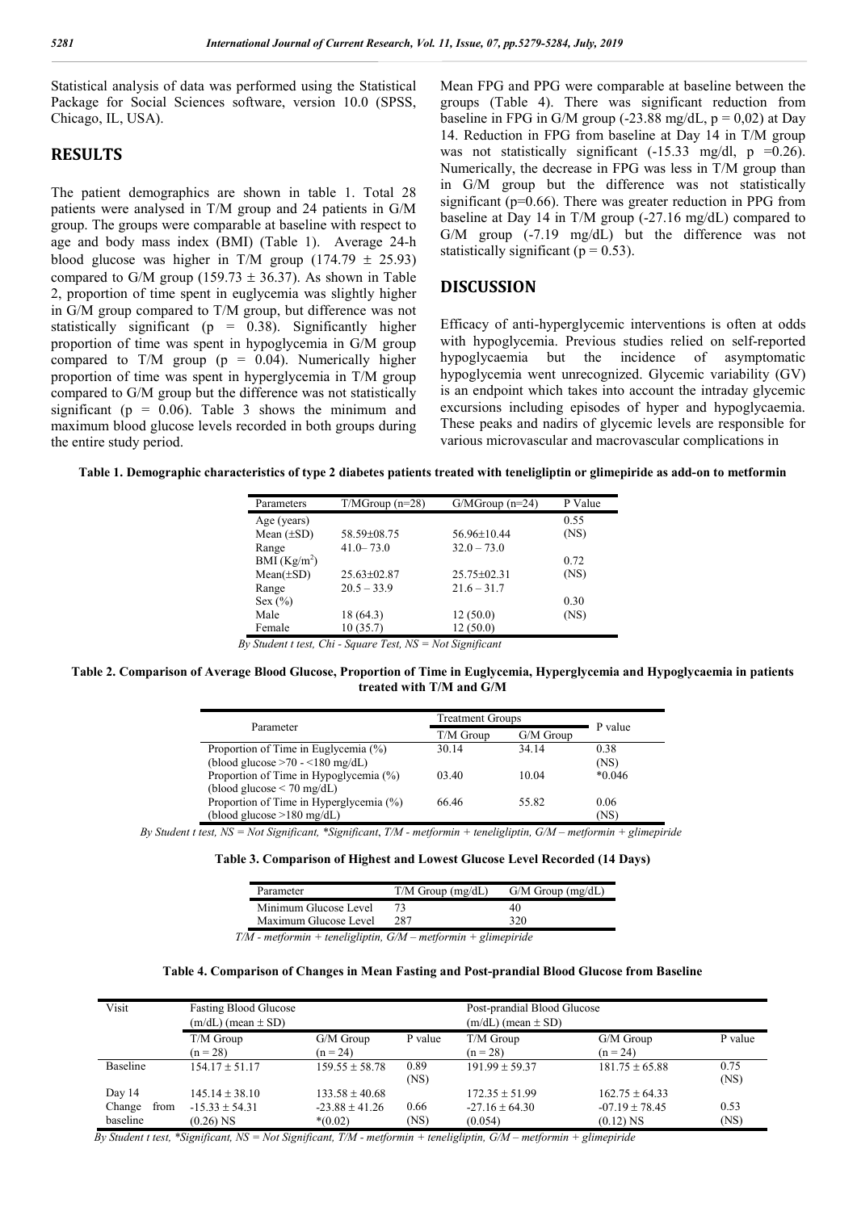Statistical analysis of data was performed using the Statistical Package for Social Sciences software, version 10.0 (SPSS, Chicago, IL, USA).

## RESULTS

The patient demographics are shown in table 1. Total 28 patients were analysed in T/M group and 24 patients in G/M group. The groups were comparable at baseline with respect to age and body mass index (BMI) (Table 1). Average 24-h blood glucose was higher in T/M group (174.79 ± 25.93) compared to G/M group (159.73 ± 36.37). As shown in Table 2, proportion of time spent in euglycemia was slightly higher in G/M group compared to T/M group, but difference was not statistically significant (p = 0.38). Significantly higher proportion of time was spent in hypoglycemia in G/M group compared to T/M group (p = 0.04). Numerically higher proportion of time was spent in hyperglycemia in T/M group compared to G/M group but the difference was not statistically significant (p = 0.06). Table 3 shows the minimum and maximum blood glucose levels recorded in both groups during the entire study period.

Mean FPG and PPG were comparable at baseline between the groups (Table 4). There was significant reduction from baseline in FPG in G/M group (-23.88 mg/dL, p = 0,02) at Day 14. Reduction in FPG from baseline at Day 14 in T/M group was not statistically significant (-15.33 mg/dl, p =0.26). Numerically, the decrease in FPG was less in T/M group than in G/M group but the difference was not statistically significant (p=0.66). There was greater reduction in PPG from baseline at Day 14 in T/M group (-27.16 mg/dL) compared to G/M group (-7.19 mg/dL) but the difference was not statistically significant (p = 0.53).

## DISCUSSION

Efficacy of anti-hyperglycemic interventions is often at odds with hypoglycemia. Previous studies relied on self-reported hypoglycaemia but the incidence of asymptomatic hypoglycemia went unrecognized. Glycemic variability (GV) is an endpoint which takes into account the intraday glycemic excursions including episodes of hyper and hypoglycaemia. These peaks and nadirs of glycemic levels are responsible for various microvascular and macrovascular complications in

**Table 1. Demographic characteristics of type 2 diabetes patients treated with teneligliptin or glimepiride as add-on to metformin**

| Parameters | T/MGroup (n=28) | G/MGroup (n=24) | P Value |
|---|---|---|---|
| Age (years) | | | 0.55 |
| Mean (±SD) | 58.59±08.75 | 56.96±10.44 | (NS) |
| Range | 41.0– 73.0 | 32.0 – 73.0 | |
| BMI (Kg/m$^2$) | | | 0.72 |
| Mean(±SD) | 25.63±02.87 | 25.75±02.31 | (NS) |
| Range | 20.5 – 33.9 | 21.6 – 31.7 | |
| Sex (%) | | | 0.30 |
| Male | 18 (64.3) | 12 (50.0) | (NS) |
| Female | 10 (35.7) | 12 (50.0) | |

*By Student t test, Chi - Square Test, NS = Not Significant*

**Table 2. Comparison of Average Blood Glucose, Proportion of Time in Euglycemia, Hyperglycemia and Hypoglycaemia in patients treated with T/M and G/M**

| Parameter | Treatment Groups | | P value |
|---|---|---|---|
| | T/M Group | G/M Group | |
| Proportion of Time in Euglycemia (%) (blood glucose >70 - <180 mg/dL) | 30.14 | 34.14 | 0.38 (NS) |
| Proportion of Time in Hypoglycemia (%) (blood glucose < 70 mg/dL) | 03.40 | 10.04 | *0.046 |
| Proportion of Time in Hyperglycemia (%) (blood glucose >180 mg/dL) | 66.46 | 55.82 | 0.06 (NS) |

*By Student t test, NS = Not Significant, \*Significant, T/M - metformin + teneligliptin, G/M – metformin + glimepiride*

**Table 3. Comparison of Highest and Lowest Glucose Level Recorded (14 Days)**

| Parameter | T/M Group (mg/dL) | G/M Group (mg/dL) |
|---|---|---|
| Minimum Glucose Level | 73 | 40 |
| Maximum Glucose Level | 287 | 320 |

*T/M - metformin + teneligliptin, G/M – metformin + glimepiride*

**Table 4. Comparison of Changes in Mean Fasting and Post-prandial Blood Glucose from Baseline**

| Visit | Fasting Blood Glucose (m/dL) (mean ± SD) | | | Post-prandial Blood Glucose (m/dL) (mean ± SD) | | |
|---|---|---|---|---|---|---|
| | T/M Group (n = 28) | G/M Group (n = 24) | P value | T/M Group (n = 28) | G/M Group (n = 24) | P value |
| Baseline | 154.17 ± 51.17 | 159.55 ± 58.78 | 0.89 (NS) | 191.99 ± 59.37 | 181.75 ± 65.88 | 0.75 (NS) |
| Day 14 | 145.14 ± 38.10 | 133.58 ± 40.68 | | 172.35 ± 51.99 | 162.75 ± 64.33 | |
| Change from baseline | -15.33 ± 54.31 (0.26) NS | -23.88 ± 41.26 *(0.02) | 0.66 (NS) | -27.16 ± 64.30 (0.054) | -07.19 ± 78.45 (0.12) NS | 0.53 (NS) |

*By Student t test, \*Significant, NS = Not Significant, T/M - metformin + teneligliptin, G/M – metformin + glimepiride*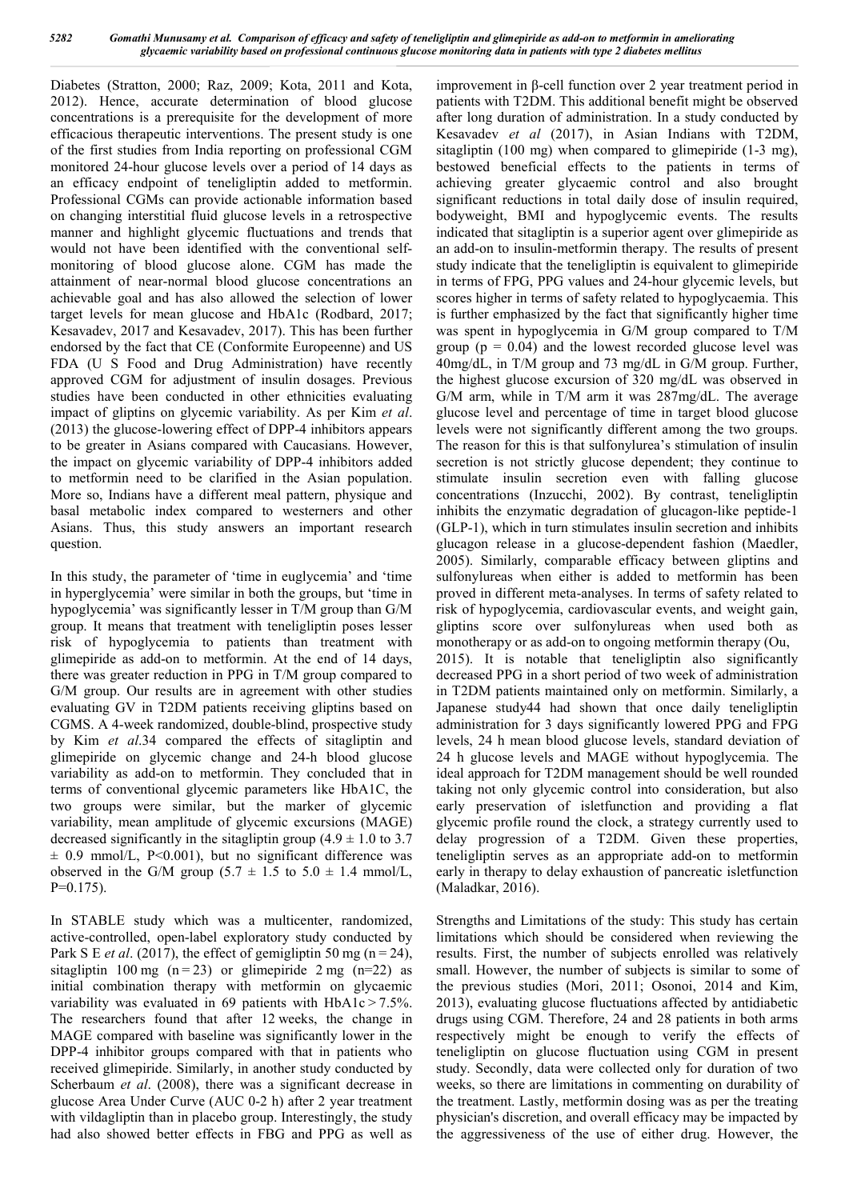Diabetes (Stratton, 2000; Raz, 2009; Kota, 2011 and Kota, 2012). Hence, accurate determination of blood glucose concentrations is a prerequisite for the development of more efficacious therapeutic interventions. The present study is one of the first studies from India reporting on professional CGM monitored 24-hour glucose levels over a period of 14 days as an efficacy endpoint of teneligliptin added to metformin. Professional CGMs can provide actionable information based on changing interstitial fluid glucose levels in a retrospective manner and highlight glycemic fluctuations and trends that would not have been identified with the conventional self-monitoring of blood glucose alone. CGM has made the attainment of near-normal blood glucose concentrations an achievable goal and has also allowed the selection of lower target levels for mean glucose and HbA1c (Rodbard, 2017; Kesavadev, 2017 and Kesavadev, 2017). This has been further endorsed by the fact that CE (Conformite Europeenne) and US FDA (U S Food and Drug Administration) have recently approved CGM for adjustment of insulin dosages. Previous studies have been conducted in other ethnicities evaluating impact of gliptins on glycemic variability. As per Kim *et al*. (2013) the glucose-lowering effect of DPP-4 inhibitors appears to be greater in Asians compared with Caucasians. However, the impact on glycemic variability of DPP-4 inhibitors added to metformin need to be clarified in the Asian population. More so, Indians have a different meal pattern, physique and basal metabolic index compared to westerners and other Asians. Thus, this study answers an important research question.

In this study, the parameter of 'time in euglycemia' and 'time in hyperglycemia' were similar in both the groups, but 'time in hypoglycemia' was significantly lesser in T/M group than G/M group. It means that treatment with teneligliptin poses lesser risk of hypoglycemia to patients than treatment with glimepiride as add-on to metformin. At the end of 14 days, there was greater reduction in PPG in T/M group compared to G/M group. Our results are in agreement with other studies evaluating GV in T2DM patients receiving gliptins based on CGMS. A 4-week randomized, double-blind, prospective study by Kim *et al*.34 compared the effects of sitagliptin and glimepiride on glycemic change and 24-h blood glucose variability as add-on to metformin. They concluded that in terms of conventional glycemic parameters like HbA1C, the two groups were similar, but the marker of glycemic variability, mean amplitude of glycemic excursions (MAGE) decreased significantly in the sitagliptin group ($4.9 \pm 1.0$ to $3.7 \pm 0.9$ mmol/L, $P<0.001$), but no significant difference was observed in the G/M group ($5.7 \pm 1.5$ to $5.0 \pm 1.4$ mmol/L, $P=0.175$).

In STABLE study which was a multicenter, randomized, active-controlled, open-label exploratory study conducted by Park S E *et al*. (2017), the effect of gemigliptin 50 mg ($n = 24$), sitagliptin 100 mg ($n = 23$) or glimepiride 2 mg (n=22) as initial combination therapy with metformin on glycaemic variability was evaluated in 69 patients with HbA1c > 7.5%. The researchers found that after 12 weeks, the change in MAGE compared with baseline was significantly lower in the DPP-4 inhibitor groups compared with that in patients who received glimepiride. Similarly, in another study conducted by Scherbaum *et al*. (2008), there was a significant decrease in glucose Area Under Curve (AUC 0-2 h) after 2 year treatment with vildagliptin than in placebo group. Interestingly, the study had also showed better effects in FBG and PPG as well as improvement in β-cell function over 2 year treatment period in patients with T2DM. This additional benefit might be observed after long duration of administration. In a study conducted by Kesavadev *et al* (2017), in Asian Indians with T2DM, sitagliptin (100 mg) when compared to glimepiride (1-3 mg), bestowed beneficial effects to the patients in terms of achieving greater glycaemic control and also brought significant reductions in total daily dose of insulin required, bodyweight, BMI and hypoglycemic events. The results indicated that sitagliptin is a superior agent over glimepiride as an add-on to insulin-metformin therapy. The results of present study indicate that the teneligliptin is equivalent to glimepiride in terms of FPG, PPG values and 24-hour glycemic levels, but scores higher in terms of safety related to hypoglycaemia. This is further emphasized by the fact that significantly higher time was spent in hypoglycemia in G/M group compared to T/M group ($p = 0.04$) and the lowest recorded glucose level was 40mg/dL, in T/M group and 73 mg/dL in G/M group. Further, the highest glucose excursion of 320 mg/dL was observed in G/M arm, while in T/M arm it was 287mg/dL. The average glucose level and percentage of time in target blood glucose levels were not significantly different among the two groups. The reason for this is that sulfonylurea's stimulation of insulin secretion is not strictly glucose dependent; they continue to stimulate insulin secretion even with falling glucose concentrations (Inzucchi, 2002). By contrast, teneligliptin inhibits the enzymatic degradation of glucagon-like peptide-1 (GLP-1), which in turn stimulates insulin secretion and inhibits glucagon release in a glucose-dependent fashion (Maedler, 2005). Similarly, comparable efficacy between gliptins and sulfonylureas when either is added to metformin has been proved in different meta-analyses. In terms of safety related to risk of hypoglycemia, cardiovascular events, and weight gain, gliptins score over sulfonylureas when used both as monotherapy or as add-on to ongoing metformin therapy (Ou, 2015). It is notable that teneligliptin also significantly decreased PPG in a short period of two week of administration in T2DM patients maintained only on metformin. Similarly, a Japanese study44 had shown that once daily teneligliptin administration for 3 days significantly lowered PPG and FPG levels, 24 h mean blood glucose levels, standard deviation of 24 h glucose levels and MAGE without hypoglycemia. The ideal approach for T2DM management should be well rounded taking not only glycemic control into consideration, but also early preservation of isletfunction and providing a flat glycemic profile round the clock, a strategy currently used to delay progression of a T2DM. Given these properties, teneligliptin serves as an appropriate add-on to metformin early in therapy to delay exhaustion of pancreatic isletfunction (Maladkar, 2016).

Strengths and Limitations of the study: This study has certain limitations which should be considered when reviewing the results. First, the number of subjects enrolled was relatively small. However, the number of subjects is similar to some of the previous studies (Mori, 2011; Osonoi, 2014 and Kim, 2013), evaluating glucose fluctuations affected by antidiabetic drugs using CGM. Therefore, 24 and 28 patients in both arms respectively might be enough to verify the effects of teneligliptin on glucose fluctuation using CGM in present study. Secondly, data were collected only for duration of two weeks, so there are limitations in commenting on durability of the treatment. Lastly, metformin dosing was as per the treating physician's discretion, and overall efficacy may be impacted by the aggressiveness of the use of either drug. However, the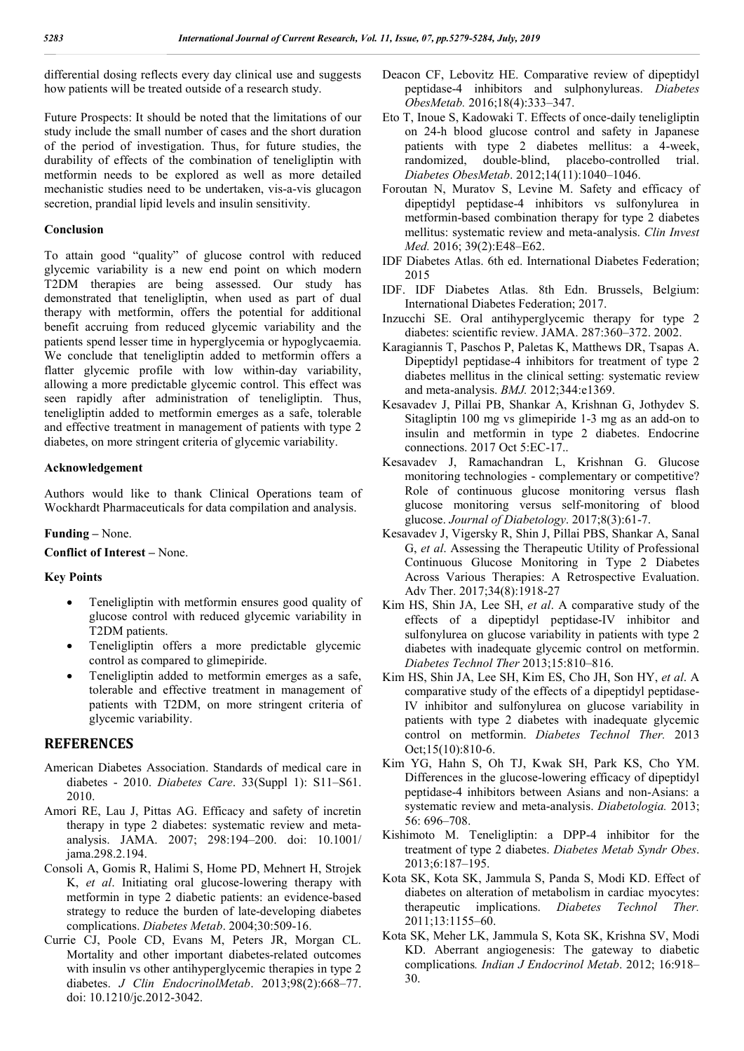differential dosing reflects every day clinical use and suggests how patients will be treated outside of a research study.

Future Prospects: It should be noted that the limitations of our study include the small number of cases and the short duration of the period of investigation. Thus, for future studies, the durability of effects of the combination of teneligliptin with metformin needs to be explored as well as more detailed mechanistic studies need to be undertaken, vis-a-vis glucagon secretion, prandial lipid levels and insulin sensitivity.

### Conclusion

To attain good "quality" of glucose control with reduced glycemic variability is a new end point on which modern T2DM therapies are being assessed. Our study has demonstrated that teneligliptin, when used as part of dual therapy with metformin, offers the potential for additional benefit accruing from reduced glycemic variability and the patients spend lesser time in hyperglycemia or hypoglycaemia. We conclude that teneligliptin added to metformin offers a flatter glycemic profile with low within-day variability, allowing a more predictable glycemic control. This effect was seen rapidly after administration of teneligliptin. Thus, teneligliptin added to metformin emerges as a safe, tolerable and effective treatment in management of patients with type 2 diabetes, on more stringent criteria of glycemic variability.

### Acknowledgement

Authors would like to thank Clinical Operations team of Wockhardt Pharmaceuticals for data compilation and analysis.

**Funding** – None.

**Conflict of Interest** – None.

### Key Points

- Teneligliptin with metformin ensures good quality of glucose control with reduced glycemic variability in T2DM patients.
- Teneligliptin offers a more predictable glycemic control as compared to glimepiride.
- Teneligliptin added to metformin emerges as a safe, tolerable and effective treatment in management of patients with T2DM, on more stringent criteria of glycemic variability.

## REFERENCES

American Diabetes Association. Standards of medical care in diabetes - 2010. *Diabetes Care*. 33(Suppl 1): S11–S61. 2010.

Amori RE, Lau J, Pittas AG. Efficacy and safety of incretin therapy in type 2 diabetes: systematic review and meta-analysis. JAMA. 2007; 298:194–200. doi: 10.1001/ jama.298.2.194.

Consoli A, Gomis R, Halimi S, Home PD, Mehnert H, Strojek K, *et al*. Initiating oral glucose-lowering therapy with metformin in type 2 diabetic patients: an evidence-based strategy to reduce the burden of late-developing diabetes complications. *Diabetes Metab*. 2004;30:509-16.

Currie CJ, Poole CD, Evans M, Peters JR, Morgan CL. Mortality and other important diabetes-related outcomes with insulin vs other antihyperglycemic therapies in type 2 diabetes. *J Clin EndocrinolMetab*. 2013;98(2):668–77. doi: 10.1210/jc.2012-3042.

Deacon CF, Lebovitz HE. Comparative review of dipeptidyl peptidase-4 inhibitors and sulphonylureas. *Diabetes ObesMetab.* 2016;18(4):333–347.

Eto T, Inoue S, Kadowaki T. Effects of once-daily teneligliptin on 24-h blood glucose control and safety in Japanese patients with type 2 diabetes mellitus: a 4-week, randomized, double-blind, placebo-controlled trial. *Diabetes ObesMetab*. 2012;14(11):1040–1046.

Foroutan N, Muratov S, Levine M. Safety and efficacy of dipeptidyl peptidase-4 inhibitors vs sulfonylurea in metformin-based combination therapy for type 2 diabetes mellitus: systematic review and meta-analysis. *Clin Invest Med.* 2016; 39(2):E48–E62.

IDF Diabetes Atlas. 6th ed. International Diabetes Federation; 2015

IDF. IDF Diabetes Atlas. 8th Edn. Brussels, Belgium: International Diabetes Federation; 2017.

Inzucchi SE. Oral antihyperglycemic therapy for type 2 diabetes: scientific review. JAMA. 287:360–372. 2002.

Karagiannis T, Paschos P, Paletas K, Matthews DR, Tsapas A. Dipeptidyl peptidase-4 inhibitors for treatment of type 2 diabetes mellitus in the clinical setting: systematic review and meta-analysis. *BMJ.* 2012;344:e1369.

Kesavadev J, Pillai PB, Shankar A, Krishnan G, Jothydev S. Sitagliptin 100 mg vs glimepiride 1-3 mg as an add-on to insulin and metformin in type 2 diabetes. Endocrine connections. 2017 Oct 5:EC-17..

Kesavadev J, Ramachandran L, Krishnan G. Glucose monitoring technologies - complementary or competitive? Role of continuous glucose monitoring versus flash glucose monitoring versus self-monitoring of blood glucose. *Journal of Diabetology*. 2017;8(3):61-7.

Kesavadev J, Vigersky R, Shin J, Pillai PBS, Shankar A, Sanal G, *et al*. Assessing the Therapeutic Utility of Professional Continuous Glucose Monitoring in Type 2 Diabetes Across Various Therapies: A Retrospective Evaluation. Adv Ther. 2017;34(8):1918-27

Kim HS, Shin JA, Lee SH, *et al*. A comparative study of the effects of a dipeptidyl peptidase-IV inhibitor and sulfonylurea on glucose variability in patients with type 2 diabetes with inadequate glycemic control on metformin. *Diabetes Technol Ther* 2013;15:810–816.

Kim HS, Shin JA, Lee SH, Kim ES, Cho JH, Son HY, *et al*. A comparative study of the effects of a dipeptidyl peptidase-IV inhibitor and sulfonylurea on glucose variability in patients with type 2 diabetes with inadequate glycemic control on metformin. *Diabetes Technol Ther.* 2013 Oct;15(10):810-6.

Kim YG, Hahn S, Oh TJ, Kwak SH, Park KS, Cho YM. Differences in the glucose-lowering efficacy of dipeptidyl peptidase-4 inhibitors between Asians and non-Asians: a systematic review and meta-analysis. *Diabetologia.* 2013; 56: 696–708.

Kishimoto M. Teneligliptin: a DPP-4 inhibitor for the treatment of type 2 diabetes. *Diabetes Metab Syndr Obes*. 2013;6:187–195.

Kota SK, Kota SK, Jammula S, Panda S, Modi KD. Effect of diabetes on alteration of metabolism in cardiac myocytes: therapeutic implications. *Diabetes Technol Ther.* 2011;13:1155–60.

Kota SK, Meher LK, Jammula S, Kota SK, Krishna SV, Modi KD. Aberrant angiogenesis: The gateway to diabetic complications*. Indian J Endocrinol Metab*. 2012; 16:918–30.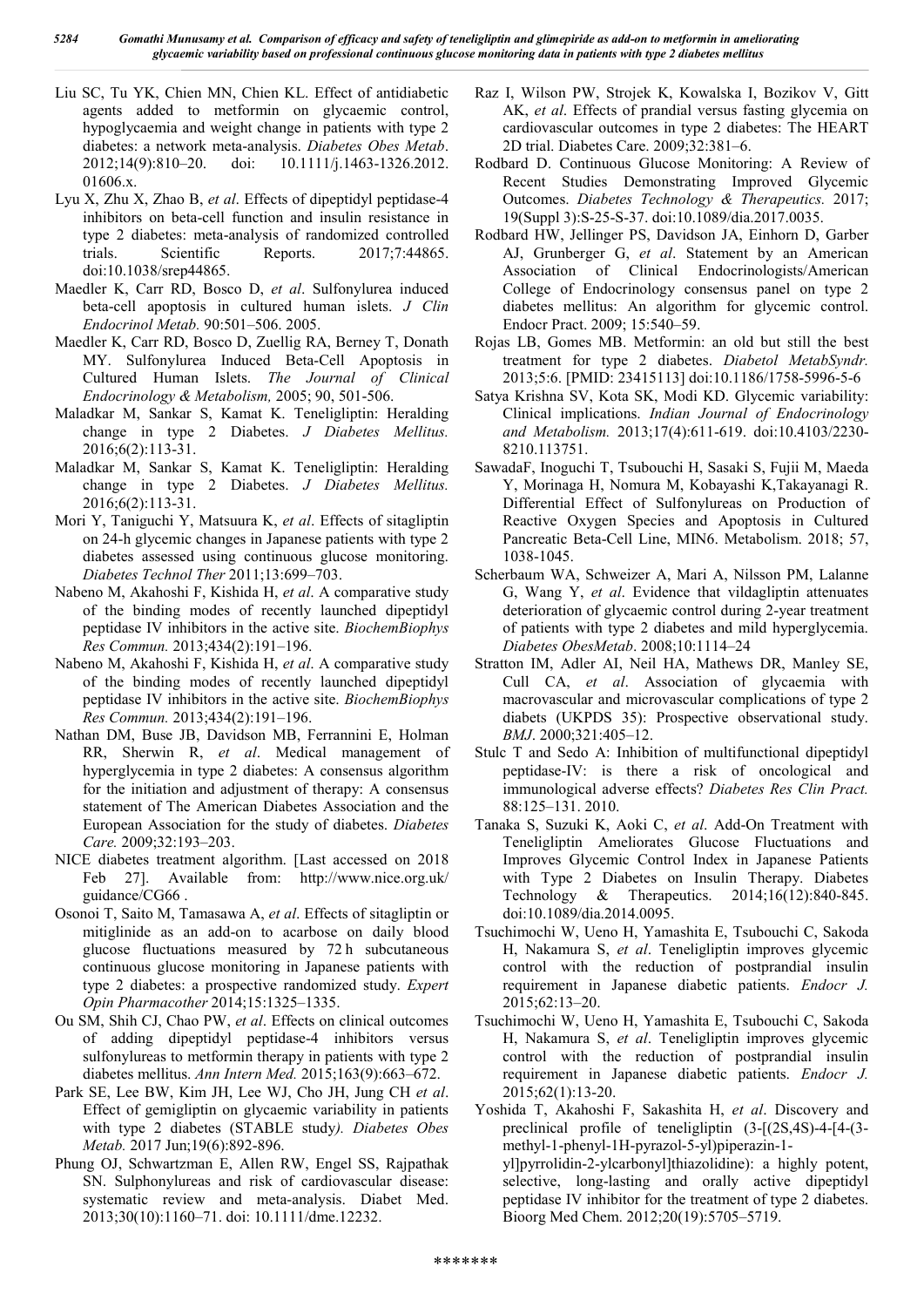Liu SC, Tu YK, Chien MN, Chien KL. Effect of antidiabetic agents added to metformin on glycaemic control, hypoglycaemia and weight change in patients with type 2 diabetes: a network meta-analysis. *Diabetes Obes Metab*. 2012;14(9):810–20. doi: 10.1111/j.1463-1326.2012.01606.x.

Lyu X, Zhu X, Zhao B, *et al*. Effects of dipeptidyl peptidase-4 inhibitors on beta-cell function and insulin resistance in type 2 diabetes: meta-analysis of randomized controlled trials. Scientific Reports. 2017;7:44865. doi:10.1038/srep44865.

Maedler K, Carr RD, Bosco D, *et al*. Sulfonylurea induced beta-cell apoptosis in cultured human islets. *J Clin Endocrinol Metab.* 90:501–506. 2005.

Maedler K, Carr RD, Bosco D, Zuellig RA, Berney T, Donath MY. Sulfonylurea Induced Beta-Cell Apoptosis in Cultured Human Islets. *The Journal of Clinical Endocrinology & Metabolism,* 2005; 90, 501-506.

Maladkar M, Sankar S, Kamat K. Teneligliptin: Heralding change in type 2 Diabetes. *J Diabetes Mellitus.* 2016;6(2):113-31.

Maladkar M, Sankar S, Kamat K. Teneligliptin: Heralding change in type 2 Diabetes. *J Diabetes Mellitus.* 2016;6(2):113-31.

Mori Y, Taniguchi Y, Matsuura K, *et al*. Effects of sitagliptin on 24-h glycemic changes in Japanese patients with type 2 diabetes assessed using continuous glucose monitoring. *Diabetes Technol Ther* 2011;13:699–703.

Nabeno M, Akahoshi F, Kishida H, *et al*. A comparative study of the binding modes of recently launched dipeptidyl peptidase IV inhibitors in the active site. *BiochemBiophys Res Commun.* 2013;434(2):191–196.

Nabeno M, Akahoshi F, Kishida H, *et al*. A comparative study of the binding modes of recently launched dipeptidyl peptidase IV inhibitors in the active site. *BiochemBiophys Res Commun.* 2013;434(2):191–196.

Nathan DM, Buse JB, Davidson MB, Ferrannini E, Holman RR, Sherwin R, *et al*. Medical management of hyperglycemia in type 2 diabetes: A consensus algorithm for the initiation and adjustment of therapy: A consensus statement of The American Diabetes Association and the European Association for the study of diabetes. *Diabetes Care.* 2009;32:193–203.

NICE diabetes treatment algorithm. [Last accessed on 2018 Feb 27]. Available from: http://www.nice.org.uk/guidance/CG66 .

Osonoi T, Saito M, Tamasawa A, *et al*. Effects of sitagliptin or mitiglinide as an add-on to acarbose on daily blood glucose fluctuations measured by 72 h subcutaneous continuous glucose monitoring in Japanese patients with type 2 diabetes: a prospective randomized study. *Expert Opin Pharmacother* 2014;15:1325–1335.

Ou SM, Shih CJ, Chao PW, *et al*. Effects on clinical outcomes of adding dipeptidyl peptidase-4 inhibitors versus sulfonylureas to metformin therapy in patients with type 2 diabetes mellitus. *Ann Intern Med.* 2015;163(9):663–672.

Park SE, Lee BW, Kim JH, Lee WJ, Cho JH, Jung CH *et al*. Effect of gemigliptin on glycaemic variability in patients with type 2 diabetes (STABLE study*). Diabetes Obes Metab.* 2017 Jun;19(6):892-896.

Phung OJ, Schwartzman E, Allen RW, Engel SS, Rajpathak SN. Sulphonylureas and risk of cardiovascular disease: systematic review and meta-analysis. Diabet Med. 2013;30(10):1160–71. doi: 10.1111/dme.12232.

Raz I, Wilson PW, Strojek K, Kowalska I, Bozikov V, Gitt AK, *et al*. Effects of prandial versus fasting glycemia on cardiovascular outcomes in type 2 diabetes: The HEART 2D trial. Diabetes Care. 2009;32:381–6.

Rodbard D. Continuous Glucose Monitoring: A Review of Recent Studies Demonstrating Improved Glycemic Outcomes. *Diabetes Technology & Therapeutics.* 2017; 19(Suppl 3):S-25-S-37. doi:10.1089/dia.2017.0035.

Rodbard HW, Jellinger PS, Davidson JA, Einhorn D, Garber AJ, Grunberger G, *et al*. Statement by an American Association of Clinical Endocrinologists/American College of Endocrinology consensus panel on type 2 diabetes mellitus: An algorithm for glycemic control. Endocr Pract. 2009; 15:540–59.

Rojas LB, Gomes MB. Metformin: an old but still the best treatment for type 2 diabetes. *Diabetol MetabSyndr.* 2013;5:6. [PMID: 23415113] doi:10.1186/1758-5996-5-6

Satya Krishna SV, Kota SK, Modi KD. Glycemic variability: Clinical implications. *Indian Journal of Endocrinology and Metabolism.* 2013;17(4):611-619. doi:10.4103/2230-8210.113751.

SawadaF, Inoguchi T, Tsubouchi H, Sasaki S, Fujii M, Maeda Y, Morinaga H, Nomura M, Kobayashi K,Takayanagi R. Differential Effect of Sulfonylureas on Production of Reactive Oxygen Species and Apoptosis in Cultured Pancreatic Beta-Cell Line, MIN6. Metabolism. 2018; 57, 1038-1045.

Scherbaum WA, Schweizer A, Mari A, Nilsson PM, Lalanne G, Wang Y, *et al*. Evidence that vildagliptin attenuates deterioration of glycaemic control during 2-year treatment of patients with type 2 diabetes and mild hyperglycemia. *Diabetes ObesMetab*. 2008;10:1114–24

Stratton IM, Adler AI, Neil HA, Mathews DR, Manley SE, Cull CA, *et al*. Association of glycaemia with macrovascular and microvascular complications of type 2 diabets (UKPDS 35): Prospective observational study. *BMJ*. 2000;321:405–12.

Stulc T and Sedo A: Inhibition of multifunctional dipeptidyl peptidase-IV: is there a risk of oncological and immunological adverse effects? *Diabetes Res Clin Pract.* 88:125–131. 2010.

Tanaka S, Suzuki K, Aoki C, *et al*. Add-On Treatment with Teneligliptin Ameliorates Glucose Fluctuations and Improves Glycemic Control Index in Japanese Patients with Type 2 Diabetes on Insulin Therapy. Diabetes Technology & Therapeutics. 2014;16(12):840-845. doi:10.1089/dia.2014.0095.

Tsuchimochi W, Ueno H, Yamashita E, Tsubouchi C, Sakoda H, Nakamura S, *et al*. Teneligliptin improves glycemic control with the reduction of postprandial insulin requirement in Japanese diabetic patients. *Endocr J.* 2015;62:13–20.

Tsuchimochi W, Ueno H, Yamashita E, Tsubouchi C, Sakoda H, Nakamura S, *et al*. Teneligliptin improves glycemic control with the reduction of postprandial insulin requirement in Japanese diabetic patients. *Endocr J.* 2015;62(1):13-20.

Yoshida T, Akahoshi F, Sakashita H, *et al*. Discovery and preclinical profile of teneligliptin (3-[(2S,4S)-4-[4-(3-methyl-1-phenyl-1H-pyrazol-5-yl)piperazin-1-yl]pyrrolidin-2-ylcarbonyl]thiazolidine): a highly potent, selective, long-lasting and orally active dipeptidyl peptidase IV inhibitor for the treatment of type 2 diabetes. Bioorg Med Chem. 2012;20(19):5705–5719.

*******